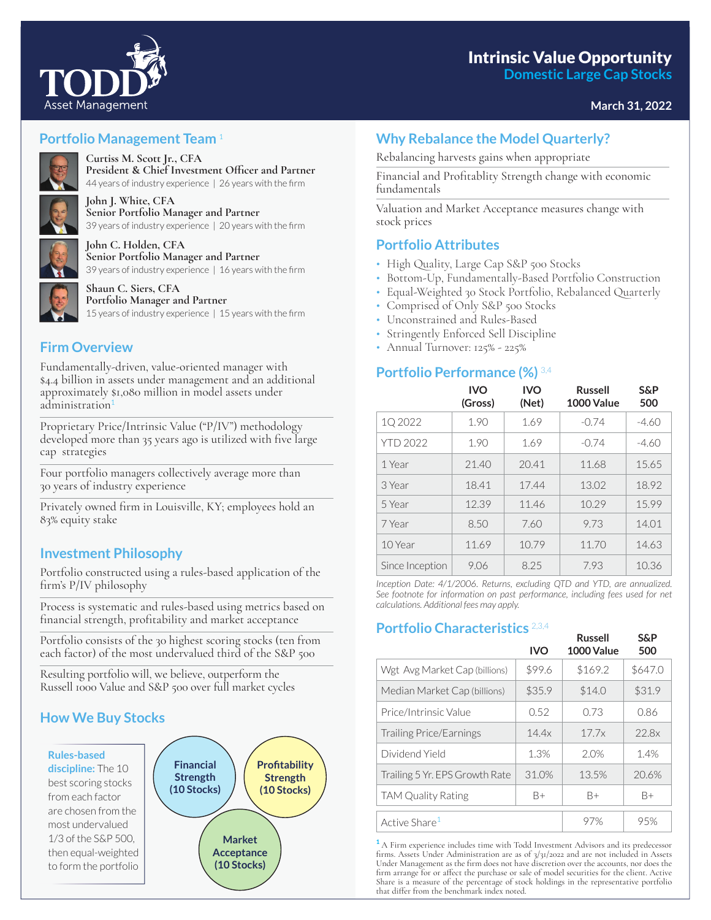TODD Asset Management

# Intrinsic Value Opportunity
## Domestic Large Cap Stocks

March 31, 2022

## Portfolio Management Team[1]

**Curtiss M. Scott Jr., CFA**
**President & Chief Investment Officer and Partner**
44 years of industry experience | 26 years with the firm

**John J. White, CFA**
**Senior Portfolio Manager and Partner**
39 years of industry experience | 20 years with the firm

**John C. Holden, CFA**
**Senior Portfolio Manager and Partner**
39 years of industry experience | 16 years with the firm

**Shaun C. Siers, CFA**
**Portfolio Manager and Partner**
15 years of industry experience | 15 years with the firm

## Firm Overview

Fundamentally-driven, value-oriented manager with $4.4 billion in assets under management and an additional approximately $1,080 million in model assets under administration[1]

Proprietary Price/Intrinsic Value ("P/IV") methodology developed more than 35 years ago is utilized with five large cap strategies

Four portfolio managers collectively average more than 30 years of industry experience

Privately owned firm in Louisville, KY; employees hold an 83% equity stake

## Investment Philosophy

Portfolio constructed using a rules-based application of the firm's P/IV philosophy

Process is systematic and rules-based using metrics based on financial strength, profitability and market acceptance

Portfolio consists of the 30 highest scoring stocks (ten from each factor) of the most undervalued third of the S&P 500

Resulting portfolio will, we believe, outperform the Russell 1000 Value and S&P 500 over full market cycles

## How We Buy Stocks

**Rules-based discipline:** The 10 best scoring stocks from each factor are chosen from the most undervalued 1/3 of the S&P 500, then equal-weighted to form the portfolio

- **Financial Strength (10 Stocks)**
- **Profitability Strength (10 Stocks)**
- **Market Acceptance (10 Stocks)**

## Why Rebalance the Model Quarterly?

Rebalancing harvests gains when appropriate

Financial and Profitablity Strength change with economic fundamentals

Valuation and Market Acceptance measures change with stock prices

## Portfolio Attributes

- High Quality, Large Cap S&P 500 Stocks
- Bottom-Up, Fundamentally-Based Portfolio Construction
- Equal-Weighted 30 Stock Portfolio, Rebalanced Quarterly
- Comprised of Only S&P 500 Stocks
- Unconstrained and Rules-Based
- Stringently Enforced Sell Discipline
- Annual Turnover: 125% - 225%

## Portfolio Performance (%)[3,4]

| | IVO (Gross) | IVO (Net) | Russell 1000 Value | S&P 500 |
|---|---|---|---|---|
| 1Q 2022 | 1.90 | 1.69 | -0.74 | -4.60 |
| YTD 2022 | 1.90 | 1.69 | -0.74 | -4.60 |
| 1 Year | 21.40 | 20.41 | 11.68 | 15.65 |
| 3 Year | 18.41 | 17.44 | 13.02 | 18.92 |
| 5 Year | 12.39 | 11.46 | 10.29 | 15.99 |
| 7 Year | 8.50 | 7.60 | 9.73 | 14.01 |
| 10 Year | 11.69 | 10.79 | 11.70 | 14.63 |
| Since Inception | 9.06 | 8.25 | 7.93 | 10.36 |

*Inception Date: 4/1/2006. Returns, excluding QTD and YTD, are annualized. See footnote for information on past performance, including fees used for net calculations. Additional fees may apply.*

## Portfolio Characteristics[2,3,4]

| | IVO | Russell 1000 Value | S&P 500 |
|---|---|---|---|
| Wgt Avg Market Cap (billions) | $99.6 | $169.2 | $647.0 |
| Median Market Cap (billions) | $35.9 | $14.0 | $31.9 |
| Price/Intrinsic Value | 0.52 | 0.73 | 0.86 |
| Trailing Price/Earnings | 14.4x | 17.7x | 22.8x |
| Dividend Yield | 1.3% | 2.0% | 1.4% |
| Trailing 5 Yr. EPS Growth Rate | 31.0% | 13.5% | 20.6% |
| TAM Quality Rating | B+ | B+ | B+ |
| Active Share[1] | | 97% | 95% |

[1] A Firm experience includes time with Todd Investment Advisors and its predecessor firms. Assets Under Administration are as of 3/31/2022 and are not included in Assets Under Management as the firm does not have discretion over the accounts, nor does the firm arrange for or affect the purchase or sale of model securities for the client. Active Share is a measure of the percentage of stock holdings in the representative portfolio that differ from the benchmark index noted.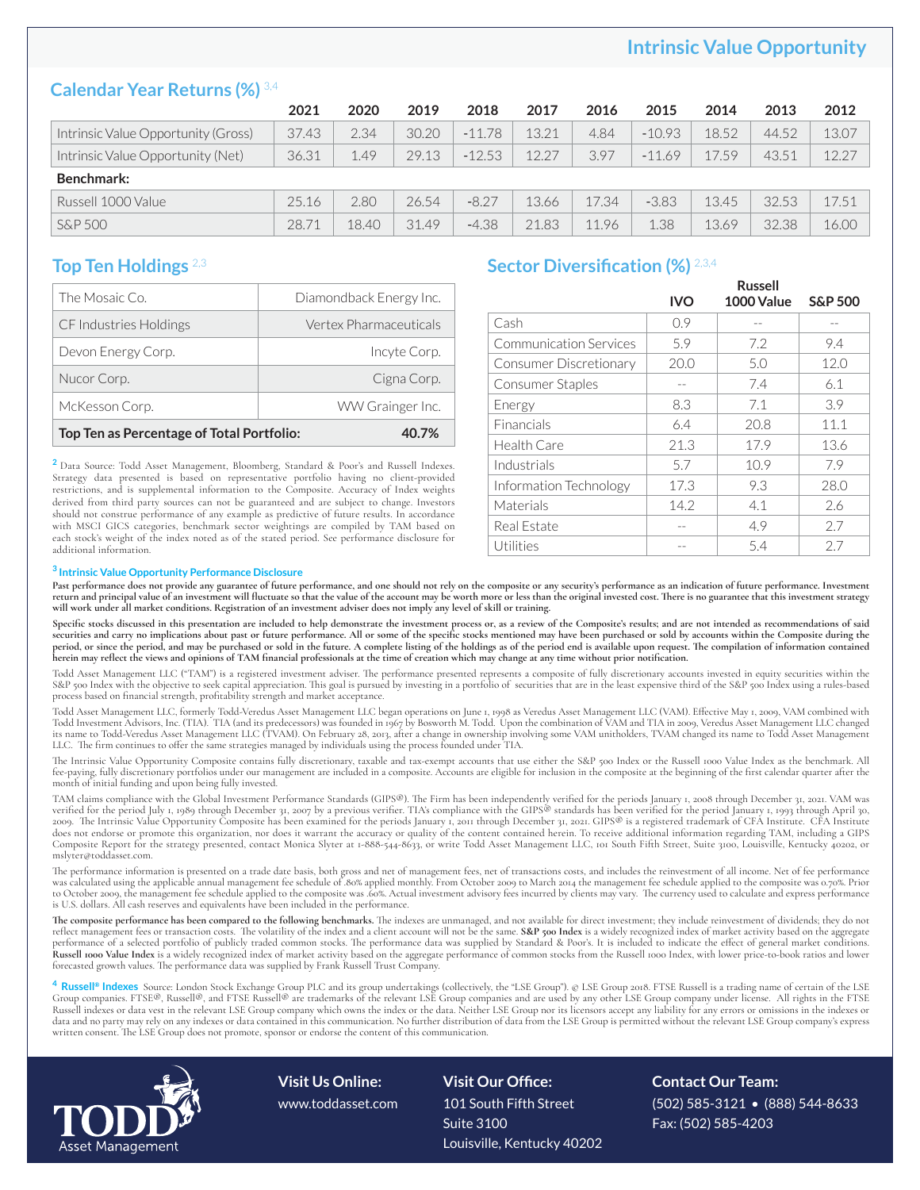## Calendar Year Returns (%) [3,4]

| | 2021 | 2020 | 2019 | 2018 | 2017 | 2016 | 2015 | 2014 | 2013 | 2012 |
|---|---|---|---|---|---|---|---|---|---|---|
| Intrinsic Value Opportunity (Gross) | 37.43 | 2.34 | 30.20 | -11.78 | 13.21 | 4.84 | -10.93 | 18.52 | 44.52 | 13.07 |
| Intrinsic Value Opportunity (Net) | 36.31 | 1.49 | 29.13 | -12.53 | 12.27 | 3.97 | -11.69 | 17.59 | 43.51 | 12.27 |
| **Benchmark:** | | | | | | | | | | |
| Russell 1000 Value | 25.16 | 2.80 | 26.54 | -8.27 | 13.66 | 17.34 | -3.83 | 13.45 | 32.53 | 17.51 |
| S&P 500 | 28.71 | 18.40 | 31.49 | -4.38 | 21.83 | 11.96 | 1.38 | 13.69 | 32.38 | 16.00 |

## Top Ten Holdings [2,3]

| | |
|---|---|
| The Mosaic Co. | Diamondback Energy Inc. |
| CF Industries Holdings | Vertex Pharmaceuticals |
| Devon Energy Corp. | Incyte Corp. |
| Nucor Corp. | Cigna Corp. |
| McKesson Corp. | WW Grainger Inc. |
| **Top Ten as Percentage of Total Portfolio:** | **40.7%** |

[2] Data Source: Todd Asset Management, Bloomberg, Standard & Poor's and Russell Indexes. Strategy data presented is based on representative portfolio having no client-provided restrictions, and is supplemental information to the Composite. Accuracy of Index weights derived from third party sources can not be guaranteed and are subject to change. Investors should not construe performance of any example as predictive of future results. In accordance with MSCI GICS categories, benchmark sector weightings are compiled by TAM based on each stock's weight of the index noted as of the stated period. See performance disclosure for additional information.

## Sector Diversification (%) [2,3,4]

| | IVO | Russell 1000 Value | S&P 500 |
|---|---|---|---|
| Cash | 0.9 | -- | -- |
| Communication Services | 5.9 | 7.2 | 9.4 |
| Consumer Discretionary | 20.0 | 5.0 | 12.0 |
| Consumer Staples | -- | 7.4 | 6.1 |
| Energy | 8.3 | 7.1 | 3.9 |
| Financials | 6.4 | 20.8 | 11.1 |
| Health Care | 21.3 | 17.9 | 13.6 |
| Industrials | 5.7 | 10.9 | 7.9 |
| Information Technology | 17.3 | 9.3 | 28.0 |
| Materials | 14.2 | 4.1 | 2.6 |
| Real Estate | -- | 4.9 | 2.7 |
| Utilities | -- | 5.4 | 2.7 |

### [3] Intrinsic Value Opportunity Performance Disclosure

**Past performance does not provide any guarantee of future performance, and one should not rely on the composite or any security's performance as an indication of future performance. Investment return and principal value of an investment will fluctuate so that the value of the account may be worth more or less than the original invested cost. There is no guarantee that this investment strategy will work under all market conditions. Registration of an investment adviser does not imply any level of skill or training.**

**Specific stocks discussed in this presentation are included to help demonstrate the investment process or, as a review of the Composite's results; and are not intended as recommendations of said securities and carry no implications about past or future performance. All or some of the specific stocks mentioned may have been purchased or sold by accounts within the Composite during the period, or since the period, and may be purchased or sold in the future. A complete listing of the holdings as of the period end is available upon request. The compilation of information contained herein may reflect the views and opinions of TAM financial professionals at the time of creation which may change at any time without prior notification.**

Todd Asset Management LLC ("TAM") is a registered investment adviser. The performance presented represents a composite of fully discretionary accounts invested in equity securities within the S&P 500 Index with the objective to seek capital appreciation. This goal is pursued by investing in a portfolio of securities that are in the least expensive third of the S&P 500 Index using a rules-based process based on financial strength, profitability strength and market acceptance.

Todd Asset Management LLC, formerly Todd-Veredus Asset Management LLC began operations on June 1, 1998 as Veredus Asset Management LLC (VAM). Effective May 1, 2009, VAM combined with Todd Investment Advisors, Inc. (TIA). TIA (and its predecessors) was founded in 1967 by Bosworth M. Todd. Upon the combination of VAM and TIA in 2009, Veredus Asset Management LLC changed its name to Todd-Veredus Asset Management LLC (TVAM). On February 28, 2013, after a change in ownership involving some VAM unitholders, TVAM changed its name to Todd Asset Management LLC. The firm continues to offer the same strategies managed by individuals using the process founded under TIA.

The Intrinsic Value Opportunity Composite contains fully discretionary, taxable and tax-exempt accounts that use either the S&P 500 Index or the Russell 1000 Value Index as the benchmark. All fee-paying, fully discretionary portfolios under our management are included in a composite. Accounts are eligible for inclusion in the composite at the beginning of the first calendar quarter after the month of initial funding and upon being fully invested.

TAM claims compliance with the Global Investment Performance Standards (GIPS®). The Firm has been independently verified for the periods January 1, 2008 through December 31, 2021. VAM was verified for the period July 1, 1989 through December 31, 2007 by a previous verifier. TIA's compliance with the GIPS® standards has been verified for the period January 1, 1993 through April 30, 2009. The Intrinsic Value Opportunity Composite has been examined for the periods January 1, 2011 through December 31, 2021. GIPS® is a registered trademark of CFA Institute. CFA Institute does not endorse or promote this organization, nor does it warrant the accuracy or quality of the content contained herein. To receive additional information regarding TAM, including a GIPS Composite Report for the strategy presented, contact Monica Slyter at 1-888-544-8633, or write Todd Asset Management LLC, 101 South Fifth Street, Suite 3100, Louisville, Kentucky 40202, or mslyter@toddasset.com.

The performance information is presented on a trade date basis, both gross and net of management fees, net of transactions costs, and includes the reinvestment of all income. Net of fee performance was calculated using the applicable annual management fee schedule of .80% applied monthly. From October 2009 to March 2014 the management fee schedule applied to the composite was 0.70%. Prior to October 2009, the management fee schedule applied to the composite was .60%. Actual investment advisory fees incurred by clients may vary. The currency used to calculate and express performance is U.S. dollars. All cash reserves and equivalents have been included in the performance.

**The composite performance has been compared to the following benchmarks.** The indexes are unmanaged, and not available for direct investment; they include reinvestment of dividends; they do not reflect management fees or transaction costs. The volatility of the index and a client account will not be the same. **S&P 500 Index** is a widely recognized index of market activity based on the aggregate performance of a selected portfolio of publicly traded common stocks. The performance data was supplied by Standard & Poor's. It is included to indicate the effect of general market conditions. **Russell 1000 Value Index** is a widely recognized index of market activity based on the aggregate performance of common stocks from the Russell 1000 Index, with lower price-to-book ratios and lower forecasted growth values. The performance data was supplied by Frank Russell Trust Company.

[4] **Russell® Indexes** Source: London Stock Exchange Group PLC and its group undertakings (collectively, the "LSE Group"). © LSE Group 2018. FTSE Russell is a trading name of certain of the LSE Group companies. FTSE®, Russell®, and FTSE Russell® are trademarks of the relevant LSE Group companies and are used by any other LSE Group company under license. All rights in the FTSE Russell indexes or data vest in the relevant LSE Group company which owns the index or the data. Neither LSE Group nor its licensors accept any liability for any errors or omissions in the indexes or data and no party may rely on any indexes or data contained in this communication. No further distribution of data from the LSE Group is permitted without the relevant LSE Group company's express written consent. The LSE Group does not promote, sponsor or endorse the content of this communication.

TODD Asset Management

**Visit Us Online:**
www.toddasset.com

**Visit Our Office:**
101 South Fifth Street
Suite 3100
Louisville, Kentucky 40202

**Contact Our Team:**
(502) 585-3121 • (888) 544-8633
Fax: (502) 585-4203